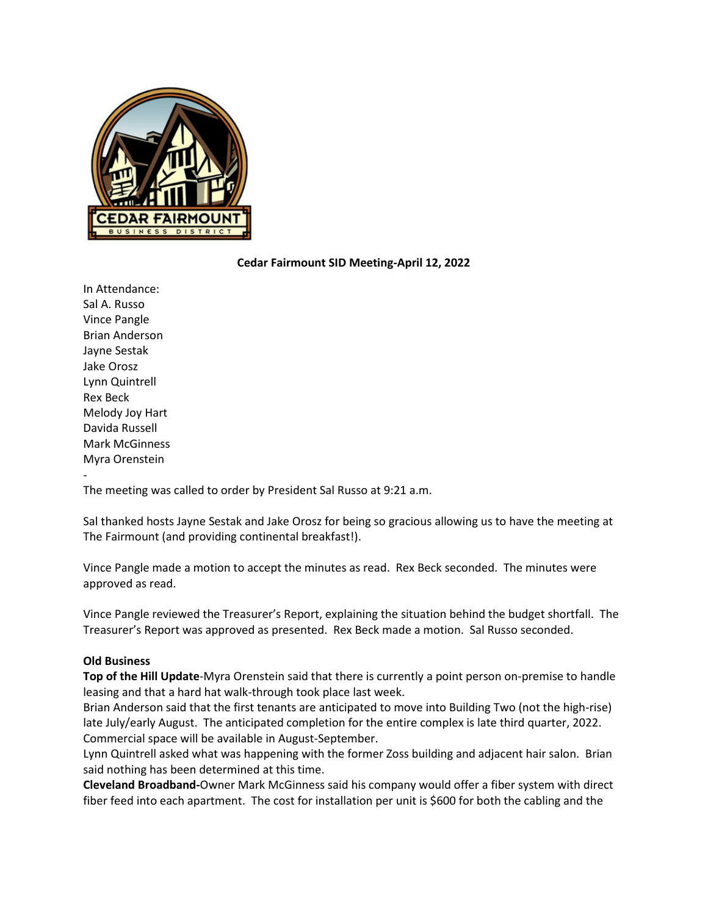**Cedar Fairmount SID Meeting-April 12, 2022**

In Attendance:
Sal A. Russo
Vince Pangle
Brian Anderson
Jayne Sestak
Jake Orosz
Lynn Quintrell
Rex Beck
Melody Joy Hart
Davida Russell
Mark McGinness
Myra Orenstein
-
The meeting was called to order by President Sal Russo at 9:21 a.m.

Sal thanked hosts Jayne Sestak and Jake Orosz for being so gracious allowing us to have the meeting at The Fairmount (and providing continental breakfast!).

Vince Pangle made a motion to accept the minutes as read. Rex Beck seconded. The minutes were approved as read.

Vince Pangle reviewed the Treasurer's Report, explaining the situation behind the budget shortfall. The Treasurer's Report was approved as presented. Rex Beck made a motion. Sal Russo seconded.

**Old Business**

**Top of the Hill Update**-Myra Orenstein said that there is currently a point person on-premise to handle leasing and that a hard hat walk-through took place last week.
Brian Anderson said that the first tenants are anticipated to move into Building Two (not the high-rise) late July/early August. The anticipated completion for the entire complex is late third quarter, 2022. Commercial space will be available in August-September.
Lynn Quintrell asked what was happening with the former Zoss building and adjacent hair salon. Brian said nothing has been determined at this time.
**Cleveland Broadband-**Owner Mark McGinness said his company would offer a fiber system with direct fiber feed into each apartment. The cost for installation per unit is $600 for both the cabling and the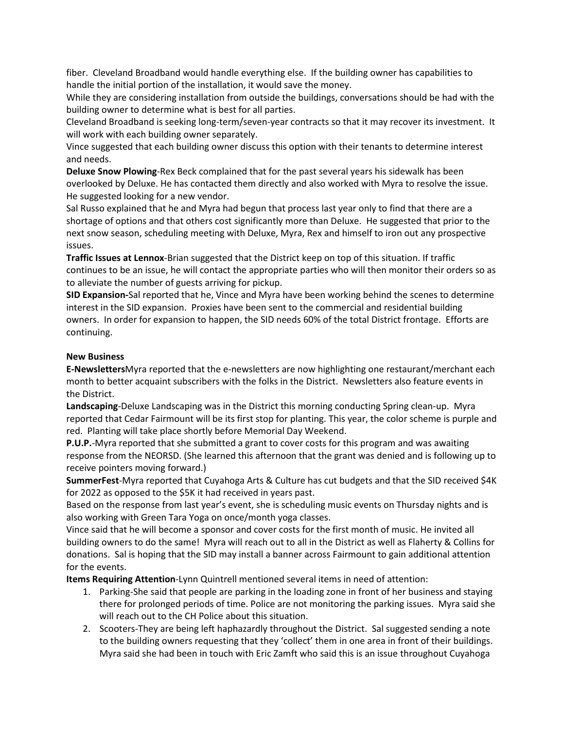fiber.  Cleveland Broadband would handle everything else.  If the building owner has capabilities to handle the initial portion of the installation, it would save the money.

While they are considering installation from outside the buildings, conversations should be had with the building owner to determine what is best for all parties.

Cleveland Broadband is seeking long-term/seven-year contracts so that it may recover its investment.  It will work with each building owner separately.

Vince suggested that each building owner discuss this option with their tenants to determine interest and needs.

**Deluxe Snow Plowing**-Rex Beck complained that for the past several years his sidewalk has been overlooked by Deluxe. He has contacted them directly and also worked with Myra to resolve the issue. He suggested looking for a new vendor.

Sal Russo explained that he and Myra had begun that process last year only to find that there are a shortage of options and that others cost significantly more than Deluxe.  He suggested that prior to the next snow season, scheduling meeting with Deluxe, Myra, Rex and himself to iron out any prospective issues.

**Traffic Issues at Lennox**-Brian suggested that the District keep on top of this situation. If traffic continues to be an issue, he will contact the appropriate parties who will then monitor their orders so as to alleviate the number of guests arriving for pickup.

**SID Expansion-**Sal reported that he, Vince and Myra have been working behind the scenes to determine interest in the SID expansion.  Proxies have been sent to the commercial and residential building owners.  In order for expansion to happen, the SID needs 60% of the total District frontage.  Efforts are continuing.

**New Business**

**E-Newsletters**Myra reported that the e-newsletters are now highlighting one restaurant/merchant each month to better acquaint subscribers with the folks in the District.  Newsletters also feature events in the District.

**Landscaping**-Deluxe Landscaping was in the District this morning conducting Spring clean-up.  Myra reported that Cedar Fairmount will be its first stop for planting. This year, the color scheme is purple and red.  Planting will take place shortly before Memorial Day Weekend.

**P.U.P.**-Myra reported that she submitted a grant to cover costs for this program and was awaiting response from the NEORSD. (She learned this afternoon that the grant was denied and is following up to receive pointers moving forward.)

**SummerFest**-Myra reported that Cuyahoga Arts & Culture has cut budgets and that the SID received $4K for 2022 as opposed to the $5K it had received in years past.

Based on the response from last year's event, she is scheduling music events on Thursday nights and is also working with Green Tara Yoga on once/month yoga classes.

Vince said that he will become a sponsor and cover costs for the first month of music. He invited all building owners to do the same!  Myra will reach out to all in the District as well as Flaherty & Collins for donations.  Sal is hoping that the SID may install a banner across Fairmount to gain additional attention for the events.

**Items Requiring Attention**-Lynn Quintrell mentioned several items in need of attention:

1. Parking-She said that people are parking in the loading zone in front of her business and staying there for prolonged periods of time. Police are not monitoring the parking issues.  Myra said she will reach out to the CH Police about this situation.
2. Scooters-They are being left haphazardly throughout the District.  Sal suggested sending a note to the building owners requesting that they 'collect' them in one area in front of their buildings. Myra said she had been in touch with Eric Zamft who said this is an issue throughout Cuyahoga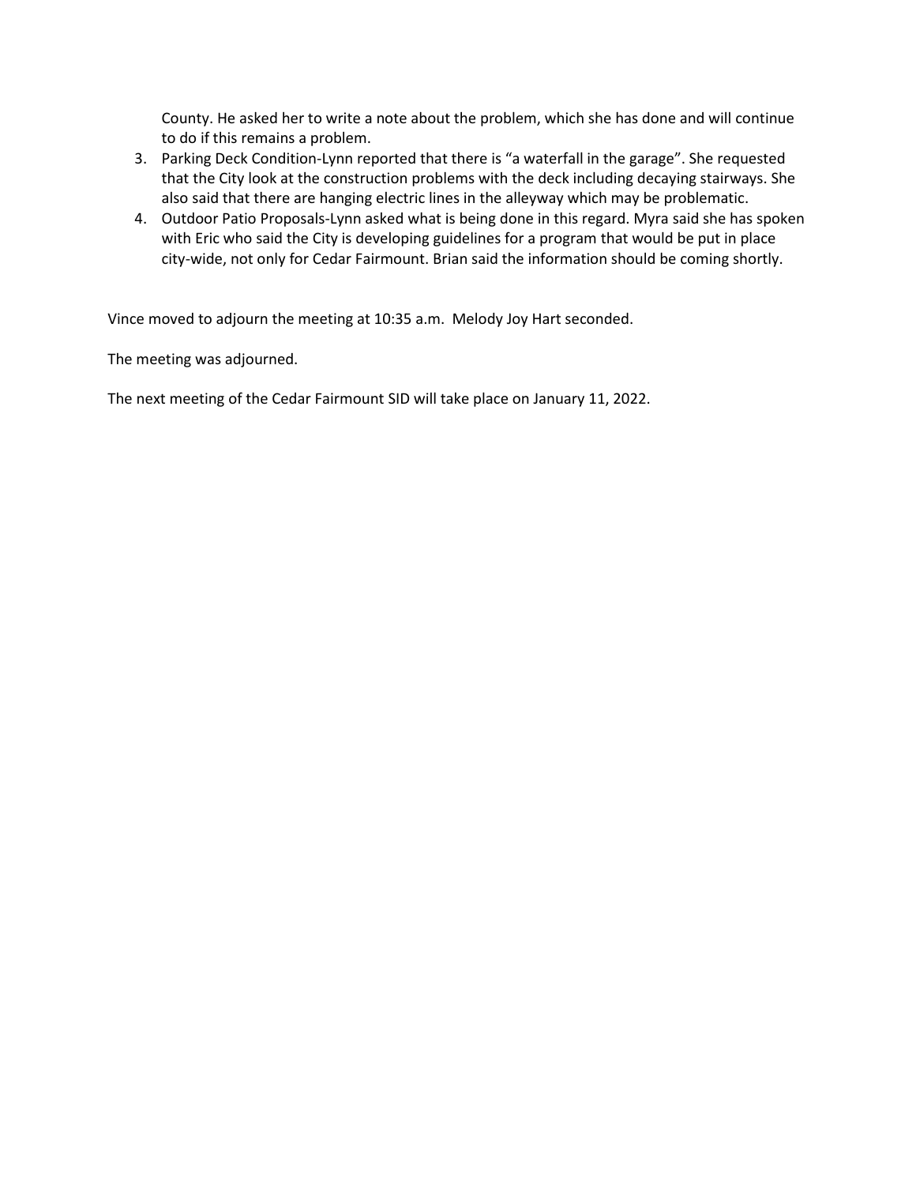County. He asked her to write a note about the problem, which she has done and will continue to do if this remains a problem.

3. Parking Deck Condition-Lynn reported that there is "a waterfall in the garage". She requested that the City look at the construction problems with the deck including decaying stairways. She also said that there are hanging electric lines in the alleyway which may be problematic.
4. Outdoor Patio Proposals-Lynn asked what is being done in this regard. Myra said she has spoken with Eric who said the City is developing guidelines for a program that would be put in place city-wide, not only for Cedar Fairmount. Brian said the information should be coming shortly.

Vince moved to adjourn the meeting at 10:35 a.m. Melody Joy Hart seconded.

The meeting was adjourned.

The next meeting of the Cedar Fairmount SID will take place on January 11, 2022.